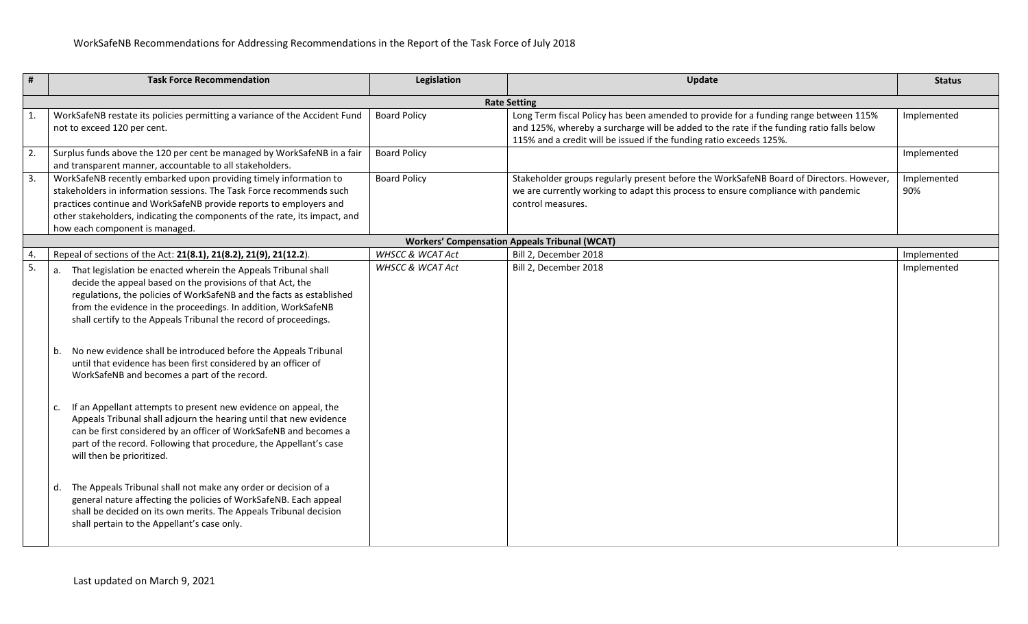WorkSafeNB Recommendations for Addressing Recommendations in the Report of the Task Force of July 2018

| # | Task Force Recommendation | Legislation | Update | Status |
|---|---|---|---|---|
| **Rate Setting** | | | | |
| 1. | WorkSafeNB restate its policies permitting a variance of the Accident Fund not to exceed 120 per cent. | Board Policy | Long Term fiscal Policy has been amended to provide for a funding range between 115% and 125%, whereby a surcharge will be added to the rate if the funding ratio falls below 115% and a credit will be issued if the funding ratio exceeds 125%. | Implemented |
| 2. | Surplus funds above the 120 per cent be managed by WorkSafeNB in a fair and transparent manner, accountable to all stakeholders. | Board Policy | | Implemented |
| 3. | WorkSafeNB recently embarked upon providing timely information to stakeholders in information sessions. The Task Force recommends such practices continue and WorkSafeNB provide reports to employers and other stakeholders, indicating the components of the rate, its impact, and how each component is managed. | Board Policy | Stakeholder groups regularly present before the WorkSafeNB Board of Directors. However, we are currently working to adapt this process to ensure compliance with pandemic control measures. | Implemented 90% |
| **Workers' Compensation Appeals Tribunal (WCAT)** | | | | |
| 4. | Repeal of sections of the Act: **21(8.1), 21(8.2), 21(9), 21(12.2)**. | *WHSCC & WCAT Act* | Bill 2, December 2018 | Implemented |
| 5. | a. That legislation be enacted wherein the Appeals Tribunal shall decide the appeal based on the provisions of that Act, the regulations, the policies of WorkSafeNB and the facts as established from the evidence in the proceedings. In addition, WorkSafeNB shall certify to the Appeals Tribunal the record of proceedings.<br><br>b. No new evidence shall be introduced before the Appeals Tribunal until that evidence has been first considered by an officer of WorkSafeNB and becomes a part of the record.<br><br>c. If an Appellant attempts to present new evidence on appeal, the Appeals Tribunal shall adjourn the hearing until that new evidence can be first considered by an officer of WorkSafeNB and becomes a part of the record. Following that procedure, the Appellant's case will then be prioritized.<br><br>d. The Appeals Tribunal shall not make any order or decision of a general nature affecting the policies of WorkSafeNB. Each appeal shall be decided on its own merits. The Appeals Tribunal decision shall pertain to the Appellant's case only. | *WHSCC & WCAT Act* | Bill 2, December 2018 | Implemented |

Last updated on March 9, 2021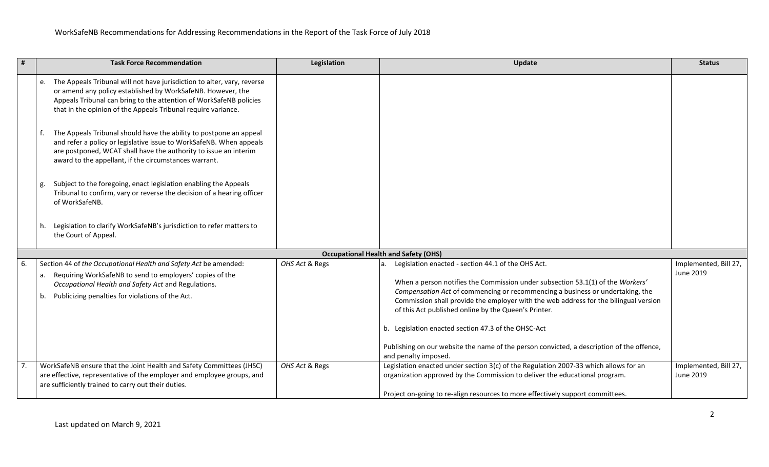WorkSafeNB Recommendations for Addressing Recommendations in the Report of the Task Force of July 2018

| # | Task Force Recommendation | Legislation | Update | Status |
|---|---|---|---|---|
| | e. The Appeals Tribunal will not have jurisdiction to alter, vary, reverse or amend any policy established by WorkSafeNB. However, the Appeals Tribunal can bring to the attention of WorkSafeNB policies that in the opinion of the Appeals Tribunal require variance.<br><br>f. The Appeals Tribunal should have the ability to postpone an appeal and refer a policy or legislative issue to WorkSafeNB. When appeals are postponed, WCAT shall have the authority to issue an interim award to the appellant, if the circumstances warrant.<br><br>g. Subject to the foregoing, enact legislation enabling the Appeals Tribunal to confirm, vary or reverse the decision of a hearing officer of WorkSafeNB.<br><br>h. Legislation to clarify WorkSafeNB's jurisdiction to refer matters to the Court of Appeal. | | | |
| | | | **Occupational Health and Safety (OHS)** | |
| 6. | Section 44 of *the Occupational Health and Safety Act* be amended:<br>a. Requiring WorkSafeNB to send to employers' copies of the *Occupational Health and Safety Act* and Regulations.<br>b. Publicizing penalties for violations of the Act. | *OHS Act* & Regs | a. Legislation enacted - section 44.1 of the OHS Act.<br><br>When a person notifies the Commission under subsection 53.1(1) of the *Workers' Compensation Act* of commencing or recommencing a business or undertaking, the Commission shall provide the employer with the web address for the bilingual version of this Act published online by the Queen's Printer.<br><br>b. Legislation enacted section 47.3 of the OHSC-Act<br><br>Publishing on our website the name of the person convicted, a description of the offence, and penalty imposed. | Implemented, Bill 27, June 2019 |
| 7. | WorkSafeNB ensure that the Joint Health and Safety Committees (JHSC) are effective, representative of the employer and employee groups, and are sufficiently trained to carry out their duties. | *OHS Act* & Regs | Legislation enacted under section 3(c) of the Regulation 2007-33 which allows for an organization approved by the Commission to deliver the educational program.<br><br>Project on-going to re-align resources to more effectively support committees. | Implemented, Bill 27, June 2019 |

Last updated on March 9, 2021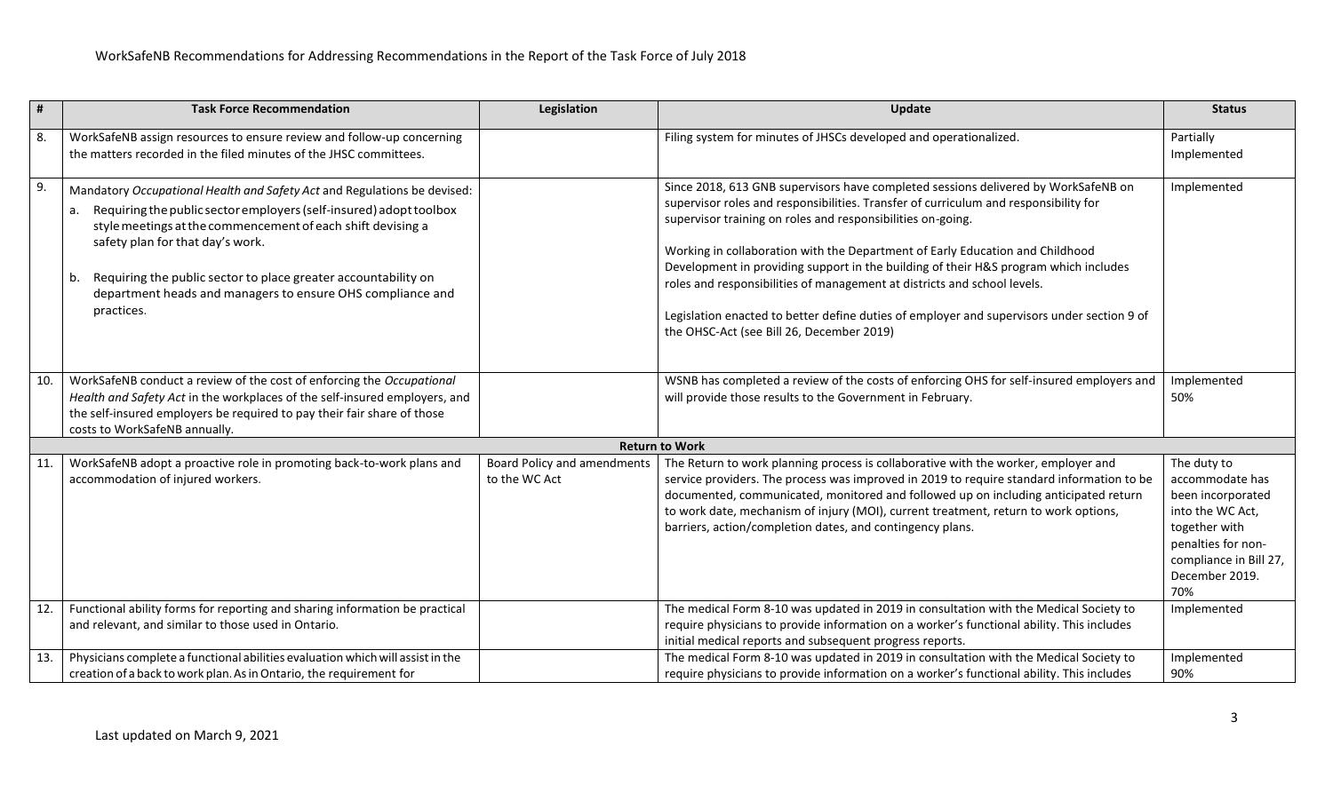WorkSafeNB Recommendations for Addressing Recommendations in the Report of the Task Force of July 2018

| # | Task Force Recommendation | Legislation | Update | Status |
|---|---|---|---|---|
| 8. | WorkSafeNB assign resources to ensure review and follow-up concerning the matters recorded in the filed minutes of the JHSC committees. | | Filing system for minutes of JHSCs developed and operationalized. | Partially Implemented |
| 9. | Mandatory *Occupational Health and Safety Act* and Regulations be devised:<br>a. Requiring the public sector employers (self-insured) adopt toolbox style meetings at the commencement of each shift devising a safety plan for that day's work.<br>b. Requiring the public sector to place greater accountability on department heads and managers to ensure OHS compliance and practices. | | Since 2018, 613 GNB supervisors have completed sessions delivered by WorkSafeNB on supervisor roles and responsibilities. Transfer of curriculum and responsibility for supervisor training on roles and responsibilities on-going.<br><br>Working in collaboration with the Department of Early Education and Childhood Development in providing support in the building of their H&S program which includes roles and responsibilities of management at districts and school levels.<br><br>Legislation enacted to better define duties of employer and supervisors under section 9 of the OHSC-Act (see Bill 26, December 2019) | Implemented |
| 10. | WorkSafeNB conduct a review of the cost of enforcing the *Occupational Health and Safety Act* in the workplaces of the self-insured employers, and the self-insured employers be required to pay their fair share of those costs to WorkSafeNB annually. | | WSNB has completed a review of the costs of enforcing OHS for self-insured employers and will provide those results to the Government in February. | Implemented 50% |
| | | | **Return to Work** | |
| 11. | WorkSafeNB adopt a proactive role in promoting back-to-work plans and accommodation of injured workers. | Board Policy and amendments to the WC Act | The Return to work planning process is collaborative with the worker, employer and service providers. The process was improved in 2019 to require standard information to be documented, communicated, monitored and followed up on including anticipated return to work date, mechanism of injury (MOI), current treatment, return to work options, barriers, action/completion dates, and contingency plans. | The duty to accommodate has been incorporated into the WC Act, together with penalties for non-compliance in Bill 27, December 2019. 70% |
| 12. | Functional ability forms for reporting and sharing information be practical and relevant, and similar to those used in Ontario. | | The medical Form 8-10 was updated in 2019 in consultation with the Medical Society to require physicians to provide information on a worker's functional ability. This includes initial medical reports and subsequent progress reports. | Implemented |
| 13. | Physicians complete a functional abilities evaluation which will assist in the creation of a back to work plan. As in Ontario, the requirement for | | The medical Form 8-10 was updated in 2019 in consultation with the Medical Society to require physicians to provide information on a worker's functional ability. This includes | Implemented 90% |

Last updated on March 9, 2021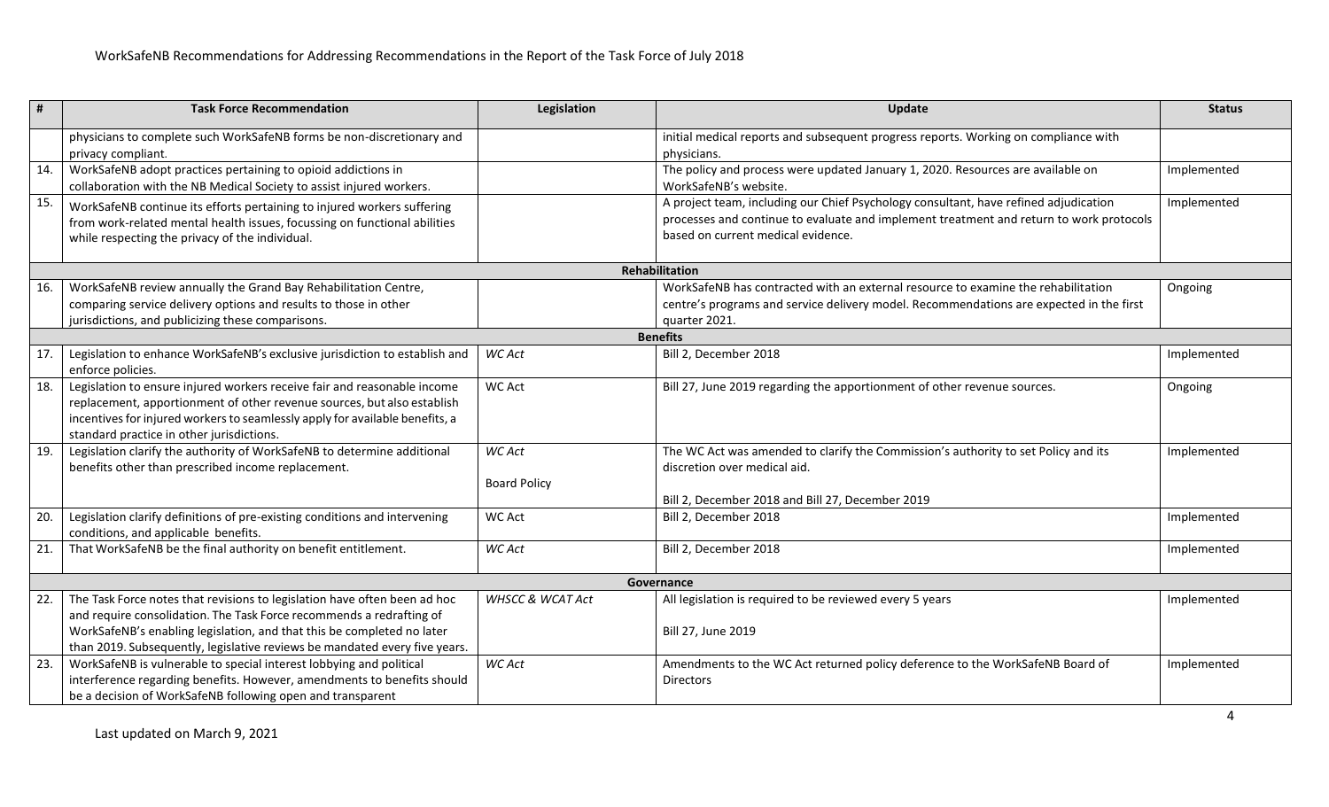| # | Task Force Recommendation | Legislation | Update | Status |
|---|---|---|---|---|
| | physicians to complete such WorkSafeNB forms be non-discretionary and privacy compliant. | | initial medical reports and subsequent progress reports. Working on compliance with physicians. | |
| 14. | WorkSafeNB adopt practices pertaining to opioid addictions in collaboration with the NB Medical Society to assist injured workers. | | The policy and process were updated January 1, 2020. Resources are available on WorkSafeNB's website. | Implemented |
| 15. | WorkSafeNB continue its efforts pertaining to injured workers suffering from work-related mental health issues, focussing on functional abilities while respecting the privacy of the individual. | | A project team, including our Chief Psychology consultant, have refined adjudication processes and continue to evaluate and implement treatment and return to work protocols based on current medical evidence. | Implemented |
| | **Rehabilitation** | | | |
| 16. | WorkSafeNB review annually the Grand Bay Rehabilitation Centre, comparing service delivery options and results to those in other jurisdictions, and publicizing these comparisons. | | WorkSafeNB has contracted with an external resource to examine the rehabilitation centre's programs and service delivery model. Recommendations are expected in the first quarter 2021. | Ongoing |
| | **Benefits** | | | |
| 17. | Legislation to enhance WorkSafeNB's exclusive jurisdiction to establish and enforce policies. | *WC Act* | Bill 2, December 2018 | Implemented |
| 18. | Legislation to ensure injured workers receive fair and reasonable income replacement, apportionment of other revenue sources, but also establish incentives for injured workers to seamlessly apply for available benefits, a standard practice in other jurisdictions. | WC Act | Bill 27, June 2019 regarding the apportionment of other revenue sources. | Ongoing |
| 19. | Legislation clarify the authority of WorkSafeNB to determine additional benefits other than prescribed income replacement. | *WC Act*<br><br>Board Policy | The WC Act was amended to clarify the Commission's authority to set Policy and its discretion over medical aid.<br><br>Bill 2, December 2018 and Bill 27, December 2019 | Implemented |
| 20. | Legislation clarify definitions of pre-existing conditions and intervening conditions, and applicable benefits. | WC Act | Bill 2, December 2018 | Implemented |
| 21. | That WorkSafeNB be the final authority on benefit entitlement. | *WC Act* | Bill 2, December 2018 | Implemented |
| | **Governance** | | | |
| 22. | The Task Force notes that revisions to legislation have often been ad hoc and require consolidation. The Task Force recommends a redrafting of WorkSafeNB's enabling legislation, and that this be completed no later than 2019. Subsequently, legislative reviews be mandated every five years. | *WHSCC & WCAT Act* | All legislation is required to be reviewed every 5 years<br><br>Bill 27, June 2019 | Implemented |
| 23. | WorkSafeNB is vulnerable to special interest lobbying and political interference regarding benefits. However, amendments to benefits should be a decision of WorkSafeNB following open and transparent | *WC Act* | Amendments to the WC Act returned policy deference to the WorkSafeNB Board of Directors | Implemented |

Last updated on March 9, 2021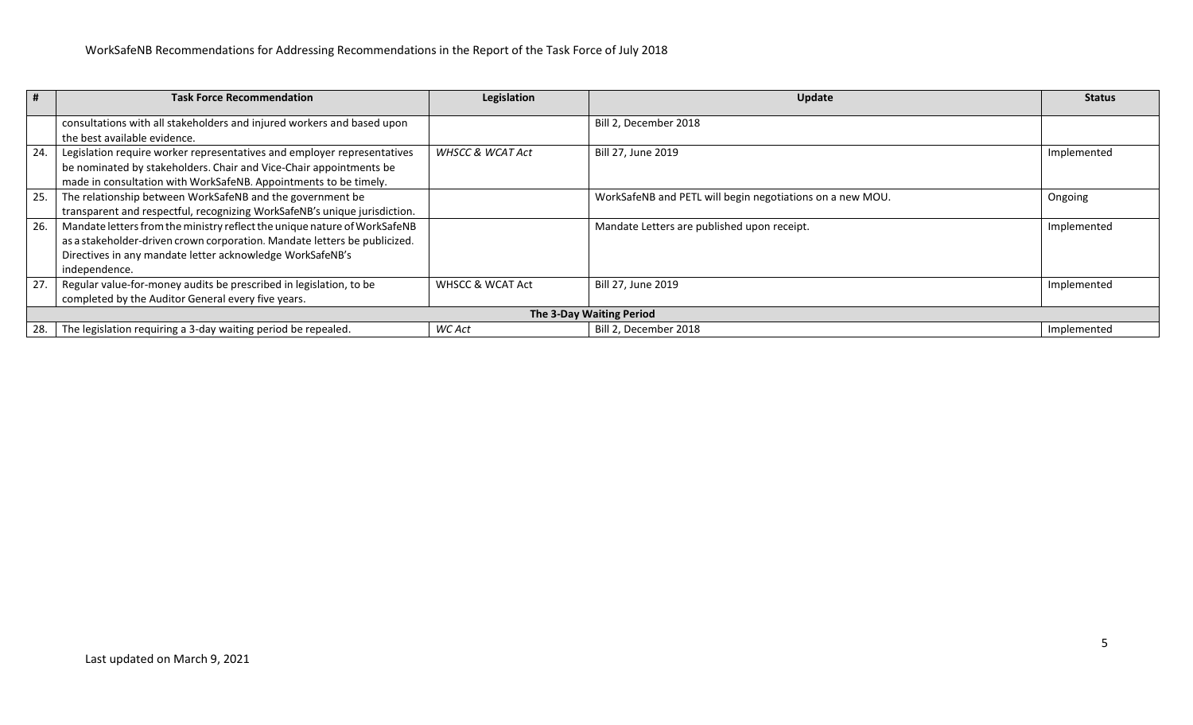WorkSafeNB Recommendations for Addressing Recommendations in the Report of the Task Force of July 2018

| # | Task Force Recommendation | Legislation | Update | Status |
|---|---|---|---|---|
| | consultations with all stakeholders and injured workers and based upon the best available evidence. | | Bill 2, December 2018 | |
| 24. | Legislation require worker representatives and employer representatives be nominated by stakeholders. Chair and Vice-Chair appointments be made in consultation with WorkSafeNB. Appointments to be timely. | *WHSCC & WCAT Act* | Bill 27, June 2019 | Implemented |
| 25. | The relationship between WorkSafeNB and the government be transparent and respectful, recognizing WorkSafeNB's unique jurisdiction. | | WorkSafeNB and PETL will begin negotiations on a new MOU. | Ongoing |
| 26. | Mandate letters from the ministry reflect the unique nature of WorkSafeNB as a stakeholder-driven crown corporation. Mandate letters be publicized. Directives in any mandate letter acknowledge WorkSafeNB's independence. | | Mandate Letters are published upon receipt. | Implemented |
| 27. | Regular value-for-money audits be prescribed in legislation, to be completed by the Auditor General every five years. | WHSCC & WCAT Act | Bill 27, June 2019 | Implemented |
| | **The 3-Day Waiting Period** | | | |
| 28. | The legislation requiring a 3-day waiting period be repealed. | *WC Act* | Bill 2, December 2018 | Implemented |

Last updated on March 9, 2021